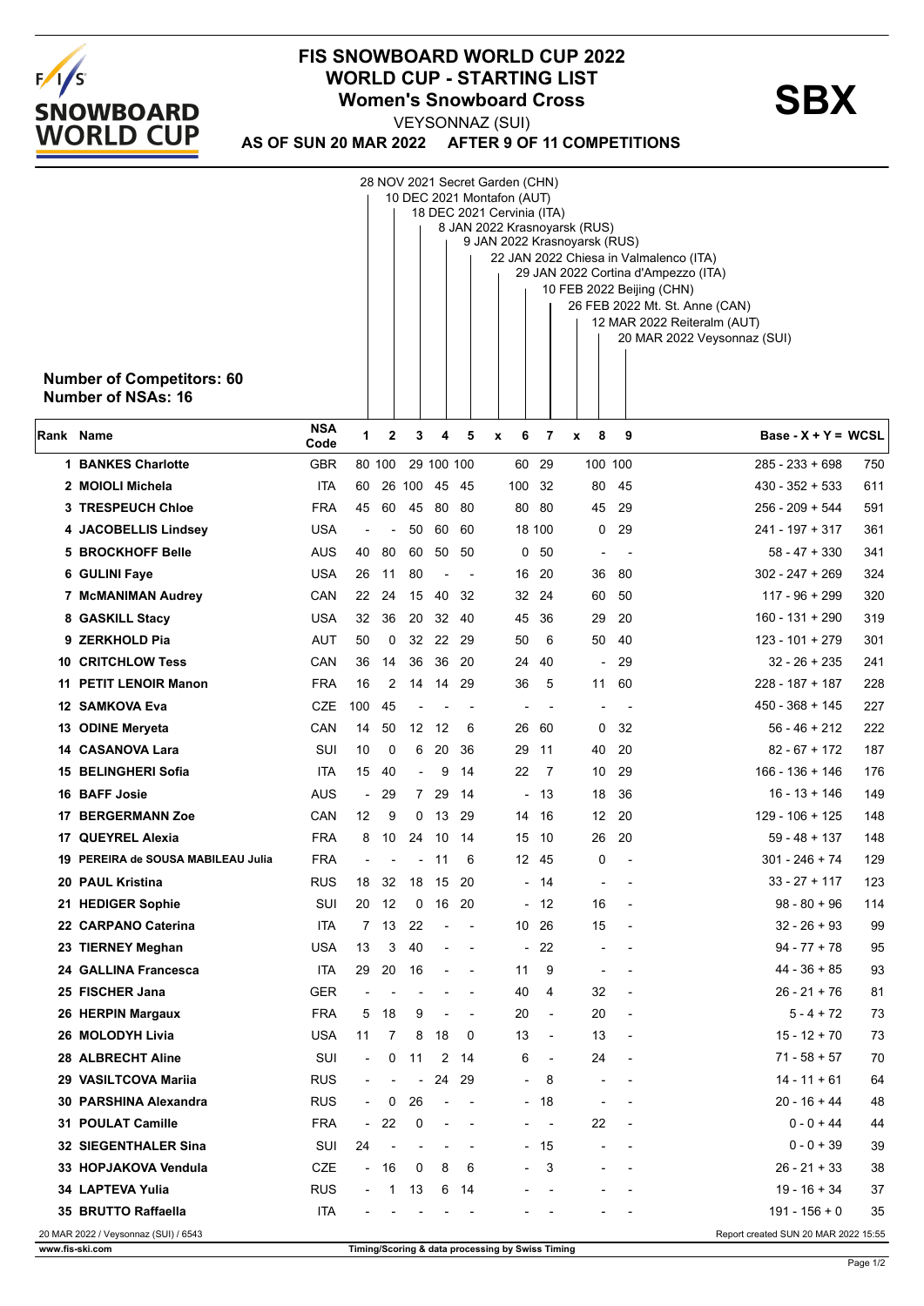# FIS SNOWBOARD WORLD CUP 2022
## WORLD CUP - STARTING LIST
## Women's Snowboard Cross

**SBX**

VEYSONNAZ (SUI)

**AS OF SUN 20 MAR 2022 AFTER 9 OF 11 COMPETITIONS**

1. 28 NOV 2021 Secret Garden (CHN)
2. 10 DEC 2021 Montafon (AUT)
3. 18 DEC 2021 Cervinia (ITA)
4. 8 JAN 2022 Krasnoyarsk (RUS)
5. 9 JAN 2022 Krasnoyarsk (RUS)
x. 22 JAN 2022 Chiesa in Valmalenco (ITA)
6. 29 JAN 2022 Cortina d'Ampezzo (ITA)
7. 10 FEB 2022 Beijing (CHN)
x. 26 FEB 2022 Mt. St. Anne (CAN)
8. 12 MAR 2022 Reiteralm (AUT)
9. 20 MAR 2022 Veysonnaz (SUI)

**Number of Competitors: 60**
**Number of NSAs: 16**

| Rank | Name | NSA Code | 1 | 2 | 3 | 4 | 5 | x | 6 | 7 | x | 8 | 9 | Base - X + Y = | WCSL |
|---|---|---|---|---|---|---|---|---|---|---|---|---|---|---|---|
| 1 | BANKES Charlotte | GBR | 80 | 100 | 29 | 100 | 100 | | 60 | 29 | | 100 | 100 | 285 - 233 + 698 | 750 |
| 2 | MOIOLI Michela | ITA | 60 | 26 | 100 | 45 | 45 | | 100 | 32 | | 80 | 45 | 430 - 352 + 533 | 611 |
| 3 | TRESPEUCH Chloe | FRA | 45 | 60 | 45 | 80 | 80 | | 80 | 80 | | 45 | 29 | 256 - 209 + 544 | 591 |
| 4 | JACOBELLIS Lindsey | USA | - | - | 50 | 60 | 60 | | 18 | 100 | | 0 | 29 | 241 - 197 + 317 | 361 |
| 5 | BROCKHOFF Belle | AUS | 40 | 80 | 60 | 50 | 50 | | 0 | 50 | | - | - | 58 - 47 + 330 | 341 |
| 6 | GULINI Faye | USA | 26 | 11 | 80 | - | - | | 16 | 20 | | 36 | 80 | 302 - 247 + 269 | 324 |
| 7 | McMANIMAN Audrey | CAN | 22 | 24 | 15 | 40 | 32 | | 32 | 24 | | 60 | 50 | 117 - 96 + 299 | 320 |
| 8 | GASKILL Stacy | USA | 32 | 36 | 20 | 32 | 40 | | 45 | 36 | | 29 | 20 | 160 - 131 + 290 | 319 |
| 9 | ZERKHOLD Pia | AUT | 50 | 0 | 32 | 22 | 29 | | 50 | 6 | | 50 | 40 | 123 - 101 + 279 | 301 |
| 10 | CRITCHLOW Tess | CAN | 36 | 14 | 36 | 36 | 20 | | 24 | 40 | | - | 29 | 32 - 26 + 235 | 241 |
| 11 | PETIT LENOIR Manon | FRA | 16 | 2 | 14 | 14 | 29 | | 36 | 5 | | 11 | 60 | 228 - 187 + 187 | 228 |
| 12 | SAMKOVA Eva | CZE | 100 | 45 | - | - | - | | - | - | | - | - | 450 - 368 + 145 | 227 |
| 13 | ODINE Meryeta | CAN | 14 | 50 | 12 | 12 | 6 | | 26 | 60 | | 0 | 32 | 56 - 46 + 212 | 222 |
| 14 | CASANOVA Lara | SUI | 10 | 0 | 6 | 20 | 36 | | 29 | 11 | | 40 | 20 | 82 - 67 + 172 | 187 |
| 15 | BELINGHERI Sofia | ITA | 15 | 40 | - | 9 | 14 | | 22 | 7 | | 10 | 29 | 166 - 136 + 146 | 176 |
| 16 | BAFF Josie | AUS | - | 29 | 7 | 29 | 14 | | - | 13 | | 18 | 36 | 16 - 13 + 146 | 149 |
| 17 | BERGERMANN Zoe | CAN | 12 | 9 | 0 | 13 | 29 | | 14 | 16 | | 12 | 20 | 129 - 106 + 125 | 148 |
| 17 | QUEYREL Alexia | FRA | 8 | 10 | 24 | 10 | 14 | | 15 | 10 | | 26 | 20 | 59 - 48 + 137 | 148 |
| 19 | PEREIRA de SOUSA MABILEAU Julia | FRA | - | - | - | 11 | 6 | | 12 | 45 | | 0 | - | 301 - 246 + 74 | 129 |
| 20 | PAUL Kristina | RUS | 18 | 32 | 18 | 15 | 20 | | - | 14 | | - | - | 33 - 27 + 117 | 123 |
| 21 | HEDIGER Sophie | SUI | 20 | 12 | 0 | 16 | 20 | | - | 12 | | 16 | - | 98 - 80 + 96 | 114 |
| 22 | CARPANO Caterina | ITA | 7 | 13 | 22 | - | - | | 10 | 26 | | 15 | - | 32 - 26 + 93 | 99 |
| 23 | TIERNEY Meghan | USA | 13 | 3 | 40 | - | - | | - | 22 | | - | - | 94 - 77 + 78 | 95 |
| 24 | GALLINA Francesca | ITA | 29 | 20 | 16 | - | - | | 11 | 9 | | - | - | 44 - 36 + 85 | 93 |
| 25 | FISCHER Jana | GER | - | - | - | - | - | | 40 | 4 | | 32 | - | 26 - 21 + 76 | 81 |
| 26 | HERPIN Margaux | FRA | 5 | 18 | 9 | - | - | | 20 | - | | 20 | - | 5 - 4 + 72 | 73 |
| 26 | MOLODYH Livia | USA | 11 | 7 | 8 | 18 | 0 | | 13 | - | | 13 | - | 15 - 12 + 70 | 73 |
| 28 | ALBRECHT Aline | SUI | - | 0 | 11 | 2 | 14 | | 6 | - | | 24 | - | 71 - 58 + 57 | 70 |
| 29 | VASILTCOVA Mariia | RUS | - | - | - | 24 | 29 | | - | 8 | | - | - | 14 - 11 + 61 | 64 |
| 30 | PARSHINA Alexandra | RUS | - | 0 | 26 | - | - | | - | 18 | | - | - | 20 - 16 + 44 | 48 |
| 31 | POULAT Camille | FRA | - | 22 | 0 | - | - | | - | - | | 22 | - | 0 - 0 + 44 | 44 |
| 32 | SIEGENTHALER Sina | SUI | 24 | - | - | - | - | | - | 15 | | - | - | 0 - 0 + 39 | 39 |
| 33 | HOPJAKOVA Vendula | CZE | - | 16 | 0 | 8 | 6 | | - | 3 | | - | - | 26 - 21 + 33 | 38 |
| 34 | LAPTEVA Yulia | RUS | - | 1 | 13 | 6 | 14 | | - | - | | - | - | 19 - 16 + 34 | 37 |
| 35 | BRUTTO Raffaella | ITA | - | - | - | - | - | | - | - | | - | - | 191 - 156 + 0 | 35 |

20 MAR 2022 / Veysonnaz (SUI) / 6543

Report created SUN 20 MAR 2022 15:55

www.fis-ski.com

Timing/Scoring & data processing by Swiss Timing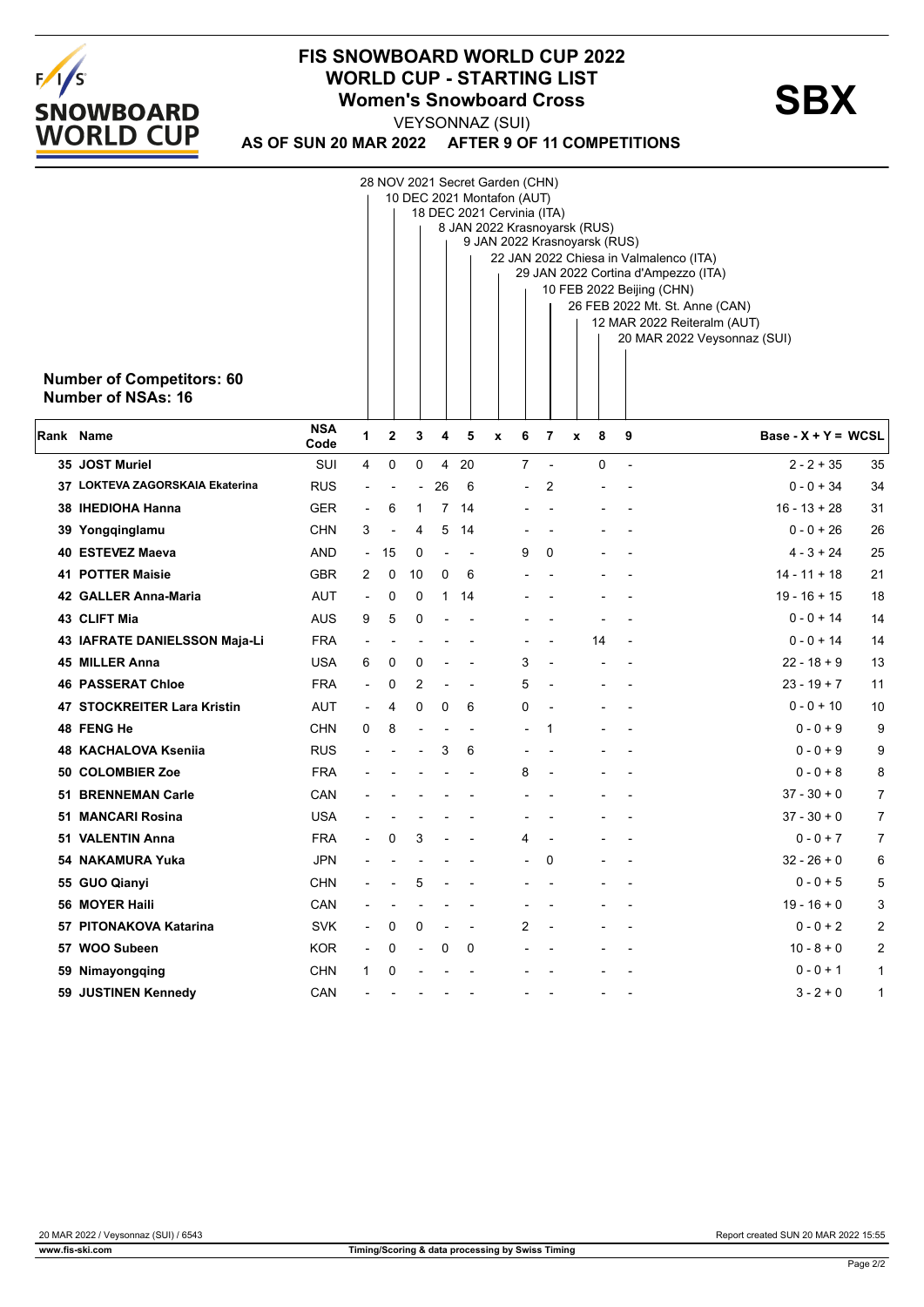# FIS SNOWBOARD WORLD CUP 2022
## WORLD CUP - STARTING LIST
### Women's Snowboard Cross

**SBX**

VEYSONNAZ (SUI)

**AS OF SUN 20 MAR 2022 AFTER 9 OF 11 COMPETITIONS**

28 NOV 2021 Secret Garden (CHN)
10 DEC 2021 Montafon (AUT)
18 DEC 2021 Cervinia (ITA)
8 JAN 2022 Krasnoyarsk (RUS)
9 JAN 2022 Krasnoyarsk (RUS)
22 JAN 2022 Chiesa in Valmalenco (ITA)
29 JAN 2022 Cortina d'Ampezzo (ITA)
10 FEB 2022 Beijing (CHN)
26 FEB 2022 Mt. St. Anne (CAN)
12 MAR 2022 Reiteralm (AUT)
20 MAR 2022 Veysonnaz (SUI)

**Number of Competitors: 60**
**Number of NSAs: 16**

| Rank | Name | NSA Code | 1 | 2 | 3 | 4 | 5 | x | 6 | 7 | x | 8 | 9 | Base - X + Y = WCSL | |
|---|---|---|---|---|---|---|---|---|---|---|---|---|---|---|---|
| 35 | JOST Muriel | SUI | 4 | 0 | 0 | 4 | 20 | | 7 | - | | 0 | - | 2 - 2 + 35 | 35 |
| 37 | LOKTEVA ZAGORSKAIA Ekaterina | RUS | - | - | - | 26 | 6 | | - | 2 | | | | 0 - 0 + 34 | 34 |
| 38 | IHEDIOHA Hanna | GER | - | 6 | 1 | 7 | 14 | | - | - | | - | - | 16 - 13 + 28 | 31 |
| 39 | Yongqinglamu | CHN | 3 | - | 4 | 5 | 14 | | - | - | | - | - | 0 - 0 + 26 | 26 |
| 40 | ESTEVEZ Maeva | AND | - | 15 | 0 | - | - | | 9 | 0 | | - | - | 4 - 3 + 24 | 25 |
| 41 | POTTER Maisie | GBR | 2 | 0 | 10 | 0 | 6 | | - | - | | - | - | 14 - 11 + 18 | 21 |
| 42 | GALLER Anna-Maria | AUT | - | 0 | 0 | 1 | 14 | | - | - | | - | - | 19 - 16 + 15 | 18 |
| 43 | CLIFT Mia | AUS | 9 | 5 | 0 | - | - | | - | - | | - | - | 0 - 0 + 14 | 14 |
| 43 | IAFRATE DANIELSSON Maja-Li | FRA | - | - | - | - | - | | - | - | | 14 | - | 0 - 0 + 14 | 14 |
| 45 | MILLER Anna | USA | 6 | 0 | 0 | - | - | | 3 | - | | - | - | 22 - 18 + 9 | 13 |
| 46 | PASSERAT Chloe | FRA | - | 0 | 2 | - | - | | 5 | - | | - | - | 23 - 19 + 7 | 11 |
| 47 | STOCKREITER Lara Kristin | AUT | - | 4 | 0 | 0 | 6 | | 0 | - | | - | - | 0 - 0 + 10 | 10 |
| 48 | FENG He | CHN | 0 | 8 | - | - | - | | - | 1 | | - | - | 0 - 0 + 9 | 9 |
| 48 | KACHALOVA Kseniia | RUS | - | - | - | 3 | 6 | | - | - | | - | - | 0 - 0 + 9 | 9 |
| 50 | COLOMBIER Zoe | FRA | - | - | - | - | - | | 8 | - | | - | - | 0 - 0 + 8 | 8 |
| 51 | BRENNEMAN Carle | CAN | - | - | - | - | - | | - | - | | - | - | 37 - 30 + 0 | 7 |
| 51 | MANCARI Rosina | USA | - | - | - | - | - | | - | - | | - | - | 37 - 30 + 0 | 7 |
| 51 | VALENTIN Anna | FRA | - | 0 | 3 | - | - | | 4 | - | | - | - | 0 - 0 + 7 | 7 |
| 54 | NAKAMURA Yuka | JPN | - | - | - | - | - | | - | 0 | | - | - | 32 - 26 + 0 | 6 |
| 55 | GUO Qianyi | CHN | - | - | 5 | - | - | | - | - | | - | - | 0 - 0 + 5 | 5 |
| 56 | MOYER Haili | CAN | - | - | - | - | - | | - | - | | - | - | 19 - 16 + 0 | 3 |
| 57 | PITONAKOVA Katarina | SVK | - | 0 | 0 | - | - | | 2 | - | | - | - | 0 - 0 + 2 | 2 |
| 57 | WOO Subeen | KOR | - | 0 | - | 0 | 0 | | - | - | | - | - | 10 - 8 + 0 | 2 |
| 59 | Nimayongqing | CHN | 1 | 0 | - | - | - | | - | - | | - | - | 0 - 0 + 1 | 1 |
| 59 | JUSTINEN Kennedy | CAN | - | - | - | - | - | | - | - | | - | - | 3 - 2 + 0 | 1 |

20 MAR 2022 / Veysonnaz (SUI) / 6543

Report created SUN 20 MAR 2022 15:55

www.fis-ski.com

Timing/Scoring & data processing by Swiss Timing